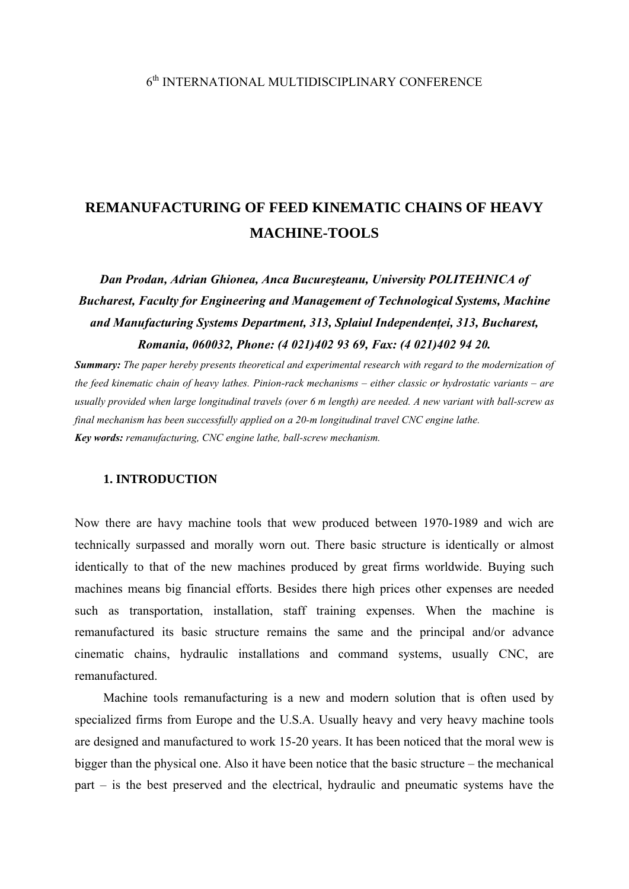6th INTERNATIONAL MULTIDISCIPLINARY CONFERENCE

# REMANUFACTURING OF FEED KINEMATIC CHAINS OF HEAVY MACHINE-TOOLS

***Dan Prodan, Adrian Ghionea, Anca Bucureşteanu, University POLITEHNICA of Bucharest, Faculty for Engineering and Management of Technological Systems, Machine and Manufacturing Systems Department, 313, Splaiul Independenţei, 313, Bucharest, Romania, 060032, Phone: (4 021)402 93 69, Fax: (4 021)402 94 20.***

***Summary:*** *The paper hereby presents theoretical and experimental research with regard to the modernization of the feed kinematic chain of heavy lathes. Pinion-rack mechanisms – either classic or hydrostatic variants – are usually provided when large longitudinal travels (over 6 m length) are needed. A new variant with ball-screw as final mechanism has been successfully applied on a 20-m longitudinal travel CNC engine lathe.*

***Key words:*** *remanufacturing, CNC engine lathe, ball-screw mechanism.*

## 1. INTRODUCTION

Now there are havy machine tools that wew produced between 1970-1989 and wich are technically surpassed and morally worn out. There basic structure is identically or almost identically to that of the new machines produced by great firms worldwide. Buying such machines means big financial efforts. Besides there high prices other expenses are needed such as transportation, installation, staff training expenses. When the machine is remanufactured its basic structure remains the same and the principal and/or advance cinematic chains, hydraulic installations and command systems, usually CNC, are remanufactured.

Machine tools remanufacturing is a new and modern solution that is often used by specialized firms from Europe and the U.S.A. Usually heavy and very heavy machine tools are designed and manufactured to work 15-20 years. It has been noticed that the moral wew is bigger than the physical one. Also it have been notice that the basic structure – the mechanical part – is the best preserved and the electrical, hydraulic and pneumatic systems have the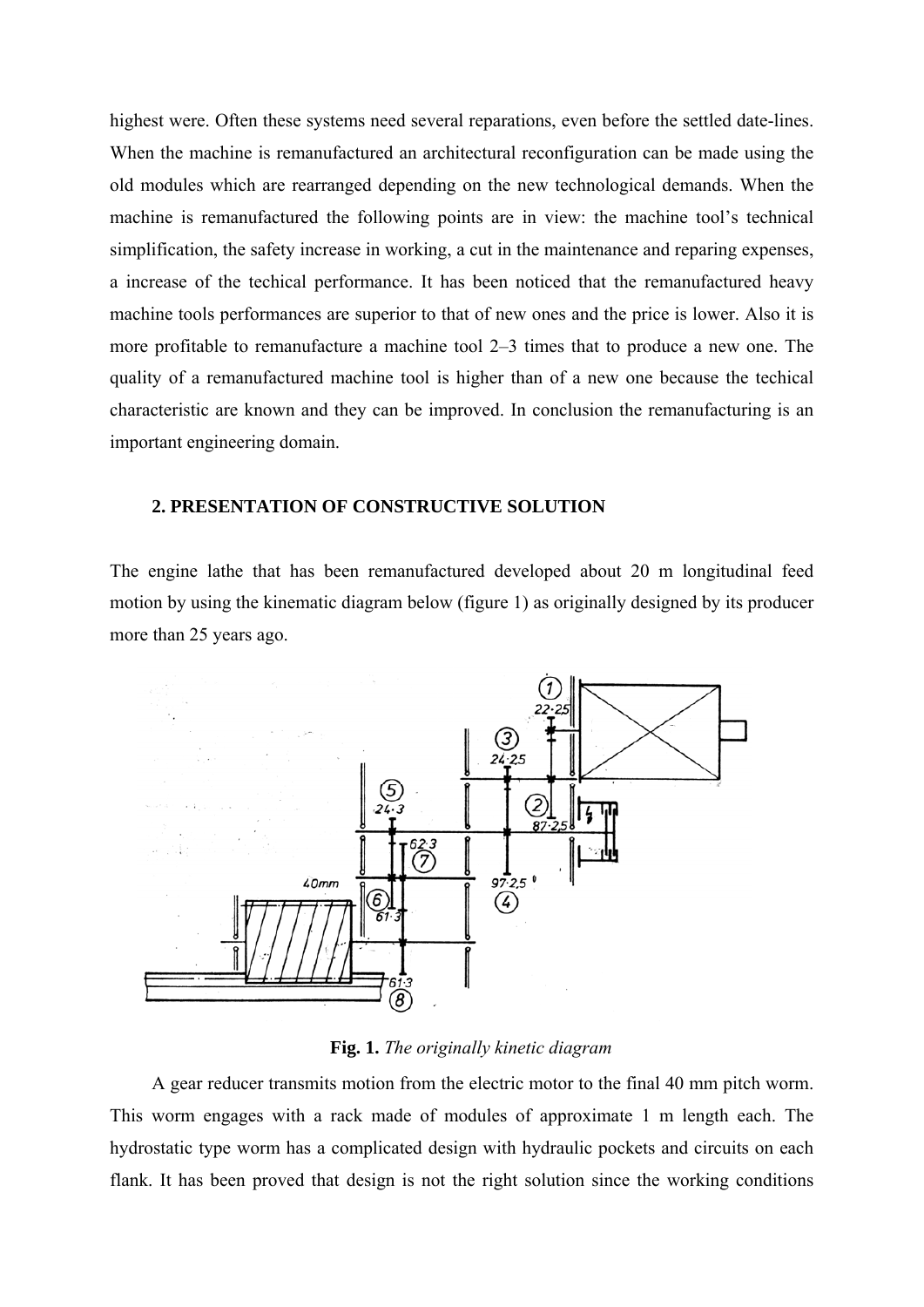highest were. Often these systems need several reparations, even before the settled date-lines. When the machine is remanufactured an architectural reconfiguration can be made using the old modules which are rearranged depending on the new technological demands. When the machine is remanufactured the following points are in view: the machine tool's technical simplification, the safety increase in working, a cut in the maintenance and reparing expenses, a increase of the techical performance. It has been noticed that the remanufactured heavy machine tools performances are superior to that of new ones and the price is lower. Also it is more profitable to remanufacture a machine tool 2–3 times that to produce a new one. The quality of a remanufactured machine tool is higher than of a new one because the techical characteristic are known and they can be improved. In conclusion the remanufacturing is an important engineering domain.

## 2. PRESENTATION OF CONSTRUCTIVE SOLUTION

The engine lathe that has been remanufactured developed about 20 m longitudinal feed motion by using the kinematic diagram below (figure 1) as originally designed by its producer more than 25 years ago.

**Fig. 1.** *The originally kinetic diagram*

A gear reducer transmits motion from the electric motor to the final 40 mm pitch worm. This worm engages with a rack made of modules of approximate 1 m length each. The hydrostatic type worm has a complicated design with hydraulic pockets and circuits on each flank. It has been proved that design is not the right solution since the working conditions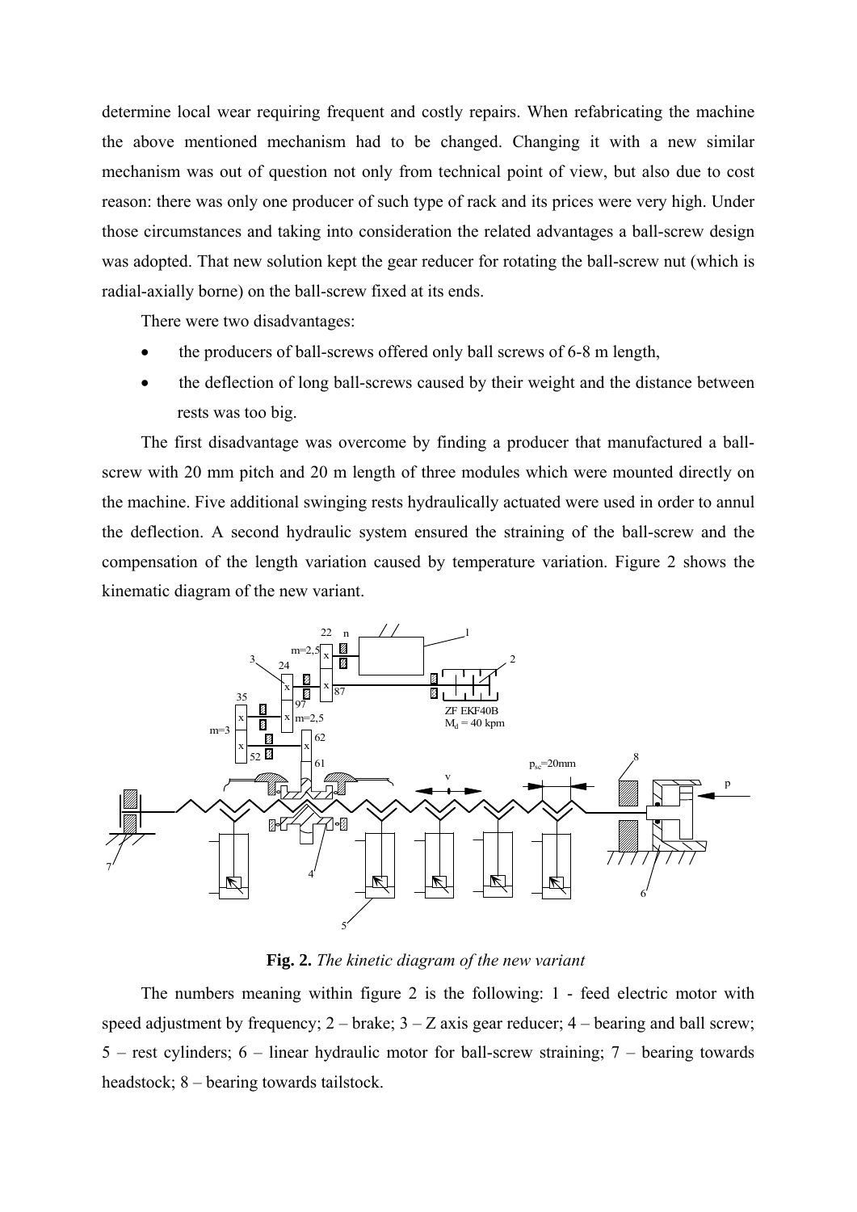determine local wear requiring frequent and costly repairs. When refabricating the machine the above mentioned mechanism had to be changed. Changing it with a new similar mechanism was out of question not only from technical point of view, but also due to cost reason: there was only one producer of such type of rack and its prices were very high. Under those circumstances and taking into consideration the related advantages a ball-screw design was adopted. That new solution kept the gear reducer for rotating the ball-screw nut (which is radial-axially borne) on the ball-screw fixed at its ends.

There were two disadvantages:

- the producers of ball-screws offered only ball screws of 6-8 m length,
- the deflection of long ball-screws caused by their weight and the distance between rests was too big.

The first disadvantage was overcome by finding a producer that manufactured a ball-screw with 20 mm pitch and 20 m length of three modules which were mounted directly on the machine. Five additional swinging rests hydraulically actuated were used in order to annul the deflection. A second hydraulic system ensured the straining of the ball-screw and the compensation of the length variation caused by temperature variation. Figure 2 shows the kinematic diagram of the new variant.

**Fig. 2.** *The kinetic diagram of the new variant*

The numbers meaning within figure 2 is the following: 1 - feed electric motor with speed adjustment by frequency; 2 – brake; 3 – Z axis gear reducer; 4 – bearing and ball screw; 5 – rest cylinders; 6 – linear hydraulic motor for ball-screw straining; 7 – bearing towards headstock; 8 – bearing towards tailstock.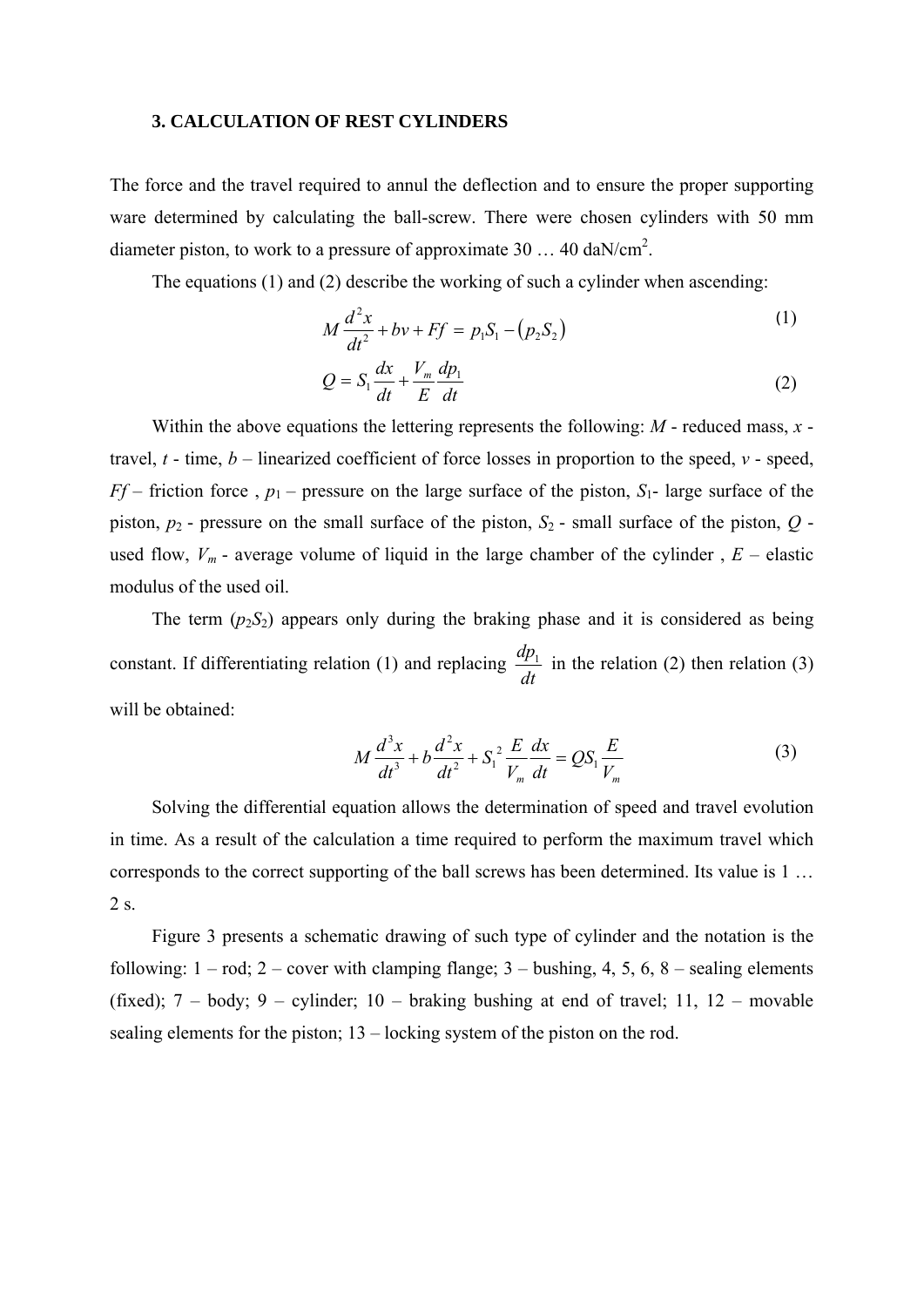### 3. CALCULATION OF REST CYLINDERS

The force and the travel required to annul the deflection and to ensure the proper supporting ware determined by calculating the ball-screw. There were chosen cylinders with 50 mm diameter piston, to work to a pressure of approximate 30 … 40 daN/cm$^2$.

The equations (1) and (2) describe the working of such a cylinder when ascending:

$$M\frac{d^2x}{dt^2} + bv + Ff = p_1S_1 - (p_2S_2) \tag{1}$$

$$Q = S_1\frac{dx}{dt} + \frac{V_m}{E}\frac{dp_1}{dt} \tag{2}$$

Within the above equations the lettering represents the following: $M$ - reduced mass, $x$ - travel, $t$ - time, $b$ – linearized coefficient of force losses in proportion to the speed, $v$ - speed, $Ff$ – friction force , $p_1$ – pressure on the large surface of the piston, $S_1$- large surface of the piston, $p_2$ - pressure on the small surface of the piston, $S_2$ - small surface of the piston, $Q$ - used flow, $V_m$ - average volume of liquid in the large chamber of the cylinder , $E$ – elastic modulus of the used oil.

The term ($p_2S_2$) appears only during the braking phase and it is considered as being constant. If differentiating relation (1) and replacing $\frac{dp_1}{dt}$ in the relation (2) then relation (3) will be obtained:

$$M\frac{d^3x}{dt^3} + b\frac{d^2x}{dt^2} + S_1{}^2\frac{E}{V_m}\frac{dx}{dt} = QS_1\frac{E}{V_m} \tag{3}$$

Solving the differential equation allows the determination of speed and travel evolution in time. As a result of the calculation a time required to perform the maximum travel which corresponds to the correct supporting of the ball screws has been determined. Its value is 1 … 2 s.

Figure 3 presents a schematic drawing of such type of cylinder and the notation is the following: 1 – rod; 2 – cover with clamping flange; 3 – bushing, 4, 5, 6, 8 – sealing elements (fixed); 7 – body; 9 – cylinder; 10 – braking bushing at end of travel; 11, 12 – movable sealing elements for the piston; 13 – locking system of the piston on the rod.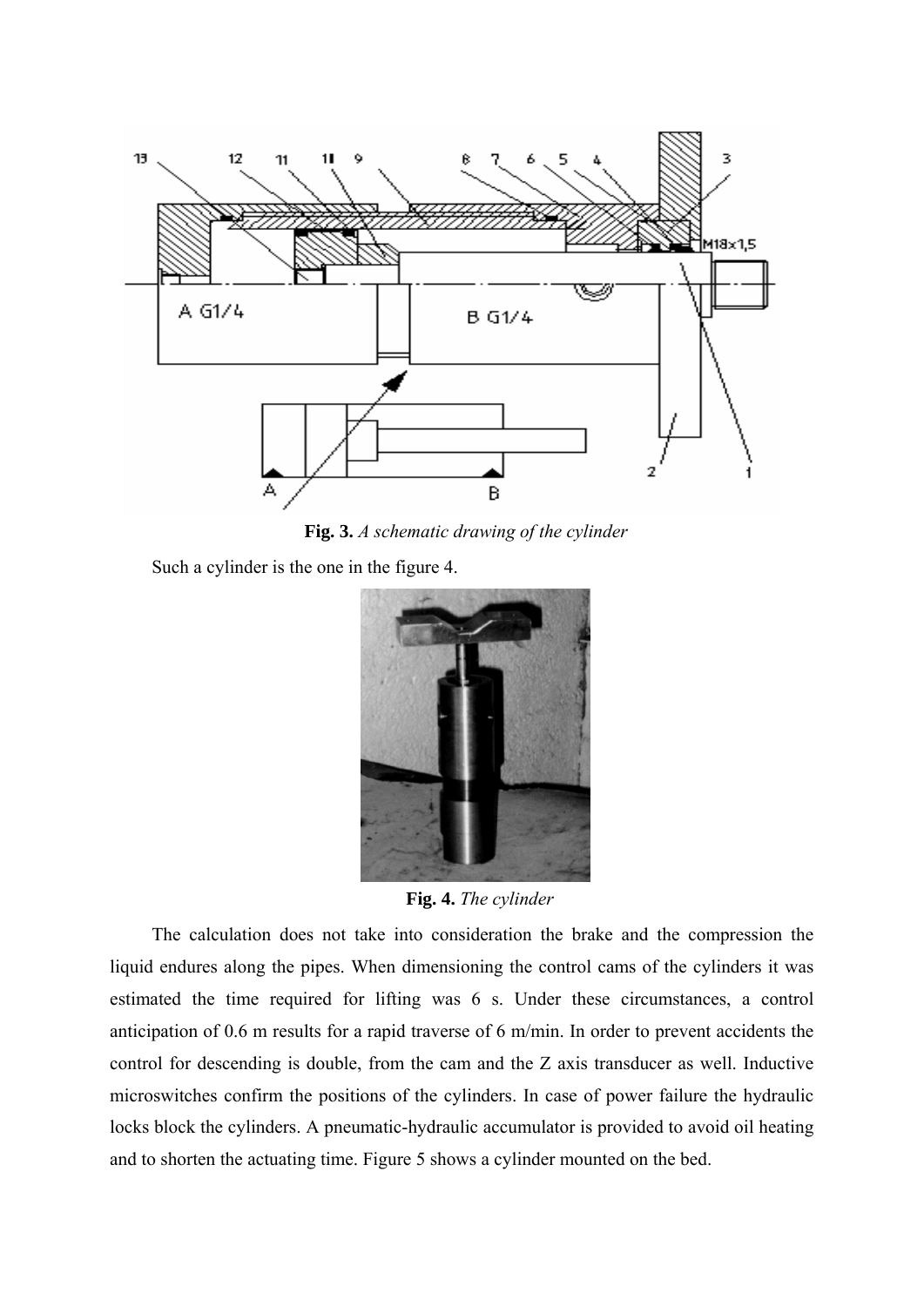**Fig. 3.** *A schematic drawing of the cylinder*

Such a cylinder is the one in the figure 4.

**Fig. 4.** *The cylinder*

The calculation does not take into consideration the brake and the compression the liquid endures along the pipes. When dimensioning the control cams of the cylinders it was estimated the time required for lifting was 6 s. Under these circumstances, a control anticipation of 0.6 m results for a rapid traverse of 6 m/min. In order to prevent accidents the control for descending is double, from the cam and the Z axis transducer as well. Inductive microswitches confirm the positions of the cylinders. In case of power failure the hydraulic locks block the cylinders. A pneumatic-hydraulic accumulator is provided to avoid oil heating and to shorten the actuating time. Figure 5 shows a cylinder mounted on the bed.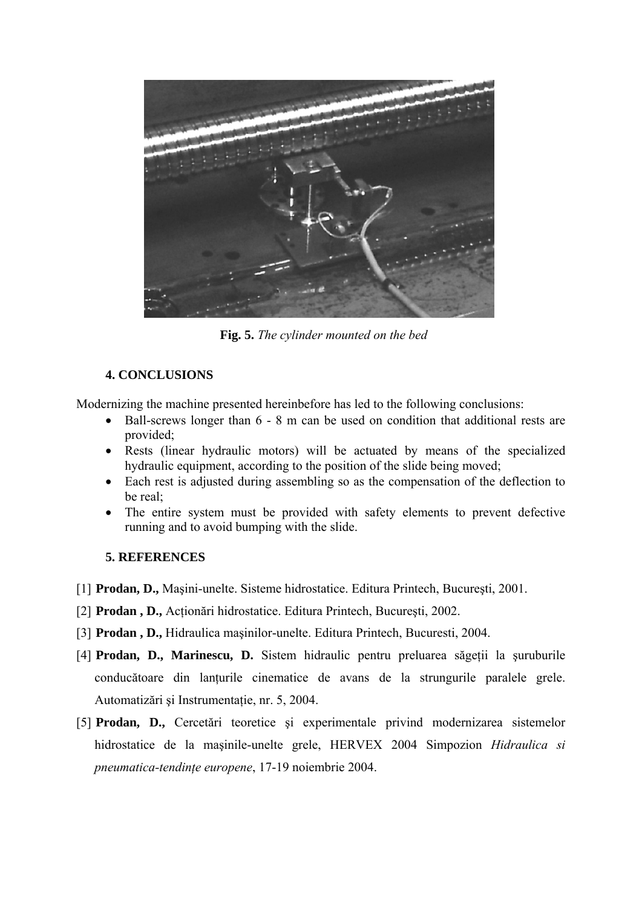**Fig. 5.** *The cylinder mounted on the bed*

## 4. CONCLUSIONS

Modernizing the machine presented hereinbefore has led to the following conclusions:

- Ball-screws longer than 6 - 8 m can be used on condition that additional rests are provided;
- Rests (linear hydraulic motors) will be actuated by means of the specialized hydraulic equipment, according to the position of the slide being moved;
- Each rest is adjusted during assembling so as the compensation of the deflection to be real;
- The entire system must be provided with safety elements to prevent defective running and to avoid bumping with the slide.

## 5. REFERENCES

[1] **Prodan, D.,** Maşini-unelte. Sisteme hidrostatice. Editura Printech, Bucureşti, 2001.

[2] **Prodan , D.,** Acționări hidrostatice. Editura Printech, Bucureşti, 2002.

[3] **Prodan , D.,** Hidraulica maşinilor-unelte. Editura Printech, Bucuresti, 2004.

[4] **Prodan, D., Marinescu, D.** Sistem hidraulic pentru preluarea săgeții la şuruburile conducătoare din lanțurile cinematice de avans de la strungurile paralele grele. Automatizări şi Instrumentație, nr. 5, 2004.

[5] **Prodan, D.,** Cercetări teoretice şi experimentale privind modernizarea sistemelor hidrostatice de la maşinile-unelte grele, HERVEX 2004 Simpozion *Hidraulica si pneumatica-tendințe europene*, 17-19 noiembrie 2004.